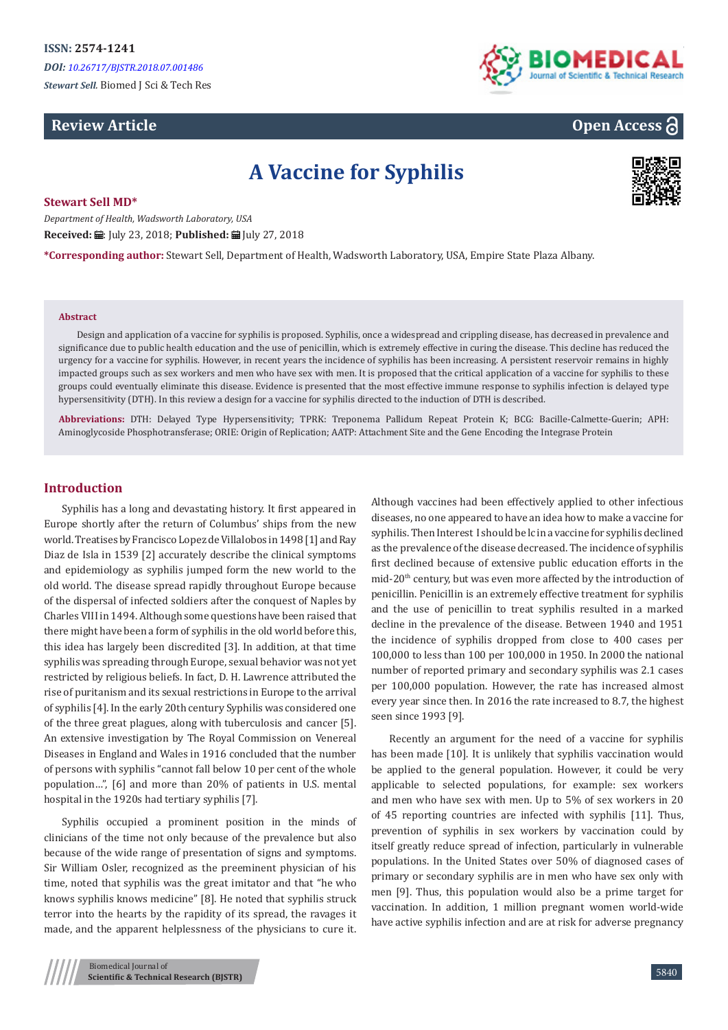ISSN: 2574-1241

DOI: 10.26717/BJSTR.2018.07.001486

*Stewart Sell.* Biomed J Sci & Tech Res

**Review Article** **Open Access**

# A Vaccine for Syphilis

**Stewart Sell MD***

*Department of Health, Wadsworth Laboratory, USA*

**Received:** July 23, 2018; **Published:** July 27, 2018

***Corresponding author:** Stewart Sell, Department of Health, Wadsworth Laboratory, USA, Empire State Plaza Albany.

### Abstract

Design and application of a vaccine for syphilis is proposed. Syphilis, once a widespread and crippling disease, has decreased in prevalence and significance due to public health education and the use of penicillin, which is extremely effective in curing the disease. This decline has reduced the urgency for a vaccine for syphilis. However, in recent years the incidence of syphilis has been increasing. A persistent reservoir remains in highly impacted groups such as sex workers and men who have sex with men. It is proposed that the critical application of a vaccine for syphilis to these groups could eventually eliminate this disease. Evidence is presented that the most effective immune response to syphilis infection is delayed type hypersensitivity (DTH). In this review a design for a vaccine for syphilis directed to the induction of DTH is described.

**Abbreviations:** DTH: Delayed Type Hypersensitivity; TPRK: Treponema Pallidum Repeat Protein K; BCG: Bacille-Calmette-Guerin; APH: Aminoglycoside Phosphotransferase; ORIE: Origin of Replication; AATP: Attachment Site and the Gene Encoding the Integrase Protein

## Introduction

Syphilis has a long and devastating history. It first appeared in Europe shortly after the return of Columbus' ships from the new world. Treatises by Francisco Lopez de Villalobos in 1498 [1] and Ray Diaz de Isla in 1539 [2] accurately describe the clinical symptoms and epidemiology as syphilis jumped form the new world to the old world. The disease spread rapidly throughout Europe because of the dispersal of infected soldiers after the conquest of Naples by Charles VIII in 1494. Although some questions have been raised that there might have been a form of syphilis in the old world before this, this idea has largely been discredited [3]. In addition, at that time syphilis was spreading through Europe, sexual behavior was not yet restricted by religious beliefs. In fact, D. H. Lawrence attributed the rise of puritanism and its sexual restrictions in Europe to the arrival of syphilis [4]. In the early 20th century Syphilis was considered one of the three great plagues, along with tuberculosis and cancer [5]. An extensive investigation by The Royal Commission on Venereal Diseases in England and Wales in 1916 concluded that the number of persons with syphilis "cannot fall below 10 per cent of the whole population...", [6] and more than 20% of patients in U.S. mental hospital in the 1920s had tertiary syphilis [7].

Syphilis occupied a prominent position in the minds of clinicians of the time not only because of the prevalence but also because of the wide range of presentation of signs and symptoms. Sir William Osler, recognized as the preeminent physician of his time, noted that syphilis was the great imitator and that "he who knows syphilis knows medicine" [8]. He noted that syphilis struck terror into the hearts by the rapidity of its spread, the ravages it made, and the apparent helplessness of the physicians to cure it. Although vaccines had been effectively applied to other infectious diseases, no one appeared to have an idea how to make a vaccine for syphilis. Then Interest I should be lc in a vaccine for syphilis declined as the prevalence of the disease decreased. The incidence of syphilis first declined because of extensive public education efforts in the mid-20th century, but was even more affected by the introduction of penicillin. Penicillin is an extremely effective treatment for syphilis and the use of penicillin to treat syphilis resulted in a marked decline in the prevalence of the disease. Between 1940 and 1951 the incidence of syphilis dropped from close to 400 cases per 100,000 to less than 100 per 100,000 in 1950. In 2000 the national number of reported primary and secondary syphilis was 2.1 cases per 100,000 population. However, the rate has increased almost every year since then. In 2016 the rate increased to 8.7, the highest seen since 1993 [9].

Recently an argument for the need of a vaccine for syphilis has been made [10]. It is unlikely that syphilis vaccination would be applied to the general population. However, it could be very applicable to selected populations, for example: sex workers and men who have sex with men. Up to 5% of sex workers in 20 of 45 reporting countries are infected with syphilis [11]. Thus, prevention of syphilis in sex workers by vaccination could by itself greatly reduce spread of infection, particularly in vulnerable populations. In the United States over 50% of diagnosed cases of primary or secondary syphilis are in men who have sex only with men [9]. Thus, this population would also be a prime target for vaccination. In addition, 1 million pregnant women world-wide have active syphilis infection and are at risk for adverse pregnancy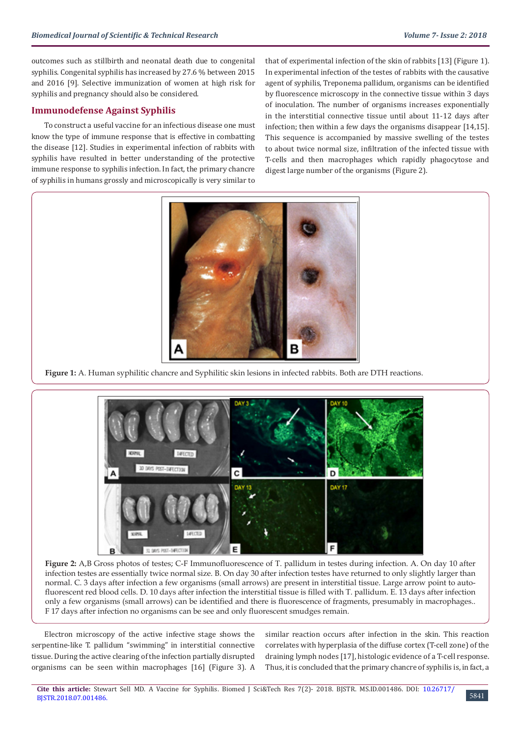outcomes such as stillbirth and neonatal death due to congenital syphilis. Congenital syphilis has increased by 27.6 % between 2015 and 2016 [9]. Selective immunization of women at high risk for syphilis and pregnancy should also be considered.

## Immunodefense Against Syphilis

To construct a useful vaccine for an infectious disease one must know the type of immune response that is effective in combatting the disease [12]. Studies in experimental infection of rabbits with syphilis have resulted in better understanding of the protective immune response to syphilis infection. In fact, the primary chancre of syphilis in humans grossly and microscopically is very similar to that of experimental infection of the skin of rabbits [13] (Figure 1). In experimental infection of the testes of rabbits with the causative agent of syphilis, Treponema pallidum, organisms can be identified by fluorescence microscopy in the connective tissue within 3 days of inoculation. The number of organisms increases exponentially in the interstitial connective tissue until about 11-12 days after infection; then within a few days the organisms disappear [14,15]. This sequence is accompanied by massive swelling of the testes to about twice normal size, infiltration of the infected tissue with T-cells and then macrophages which rapidly phagocytose and digest large number of the organisms (Figure 2).

**Figure 1:** A. Human syphilitic chancre and Syphilitic skin lesions in infected rabbits. Both are DTH reactions.

**Figure 2:** A,B Gross photos of testes; C-F Immunofluorescence of T. pallidum in testes during infection. A. On day 10 after infection testes are essentially twice normal size. B. On day 30 after infection testes have returned to only slightly larger than normal. C. 3 days after infection a few organisms (small arrows) are present in interstitial tissue. Large arrow point to auto-fluorescent red blood cells. D. 10 days after infection the interstitial tissue is filled with T. pallidum. E. 13 days after infection only a few organisms (small arrows) can be identified and there is fluorescence of fragments, presumably in macrophages.. F 17 days after infection no organisms can be see and only fluorescent smudges remain.

Electron microscopy of the active infective stage shows the serpentine-like T. pallidum "swimming" in interstitial connective tissue. During the active clearing of the infection partially disrupted organisms can be seen within macrophages [16] (Figure 3). A similar reaction occurs after infection in the skin. This reaction correlates with hyperplasia of the diffuse cortex (T-cell zone) of the draining lymph nodes [17], histologic evidence of a T-cell response. Thus, it is concluded that the primary chancre of syphilis is, in fact, a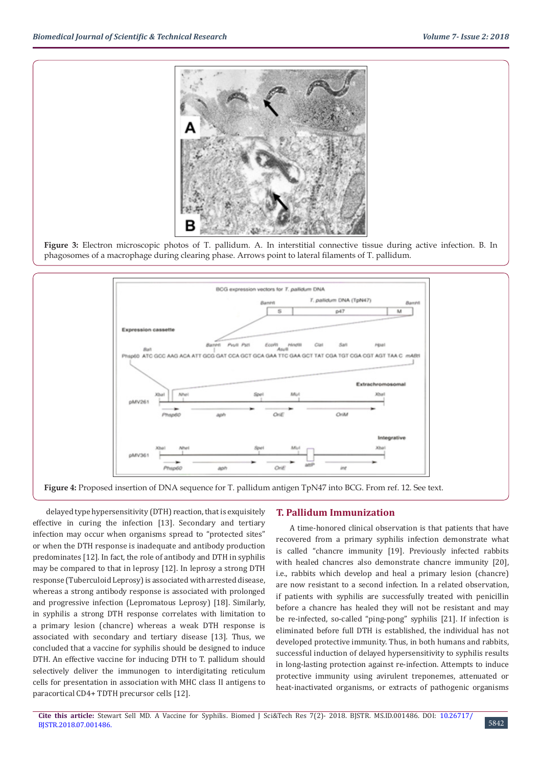Figure 3: Electron microscopic photos of T. pallidum. A. In interstitial connective tissue during active infection. B. In phagosomes of a macrophage during clearing phase. Arrows point to lateral filaments of T. pallidum.

Figure 4: Proposed insertion of DNA sequence for T. pallidum antigen TpN47 into BCG. From ref. 12. See text.

delayed type hypersensitivity (DTH) reaction, that is exquisitely effective in curing the infection [13]. Secondary and tertiary infection may occur when organisms spread to "protected sites" or when the DTH response is inadequate and antibody production predominates [12]. In fact, the role of antibody and DTH in syphilis may be compared to that in leprosy [12]. In leprosy a strong DTH response (Tuberculoid Leprosy) is associated with arrested disease, whereas a strong antibody response is associated with prolonged and progressive infection (Lepromatous Leprosy) [18]. Similarly, in syphilis a strong DTH response correlates with limitation to a primary lesion (chancre) whereas a weak DTH response is associated with secondary and tertiary disease [13]. Thus, we concluded that a vaccine for syphilis should be designed to induce DTH. An effective vaccine for inducing DTH to T. pallidum should selectively deliver the immunogen to interdigitating reticulum cells for presentation in association with MHC class II antigens to paracortical CD4+ TDTH precursor cells [12].

## T. Pallidum Immunization

A time-honored clinical observation is that patients that have recovered from a primary syphilis infection demonstrate what is called "chancre immunity [19]. Previously infected rabbits with healed chancres also demonstrate chancre immunity [20], i.e., rabbits which develop and heal a primary lesion (chancre) are now resistant to a second infection. In a related observation, if patients with syphilis are successfully treated with penicillin before a chancre has healed they will not be resistant and may be re-infected, so-called "ping-pong" syphilis [21]. If infection is eliminated before full DTH is established, the individual has not developed protective immunity. Thus, in both humans and rabbits, successful induction of delayed hypersensitivity to syphilis results in long-lasting protection against re-infection. Attempts to induce protective immunity using avirulent treponemes, attenuated or heat-inactivated organisms, or extracts of pathogenic organisms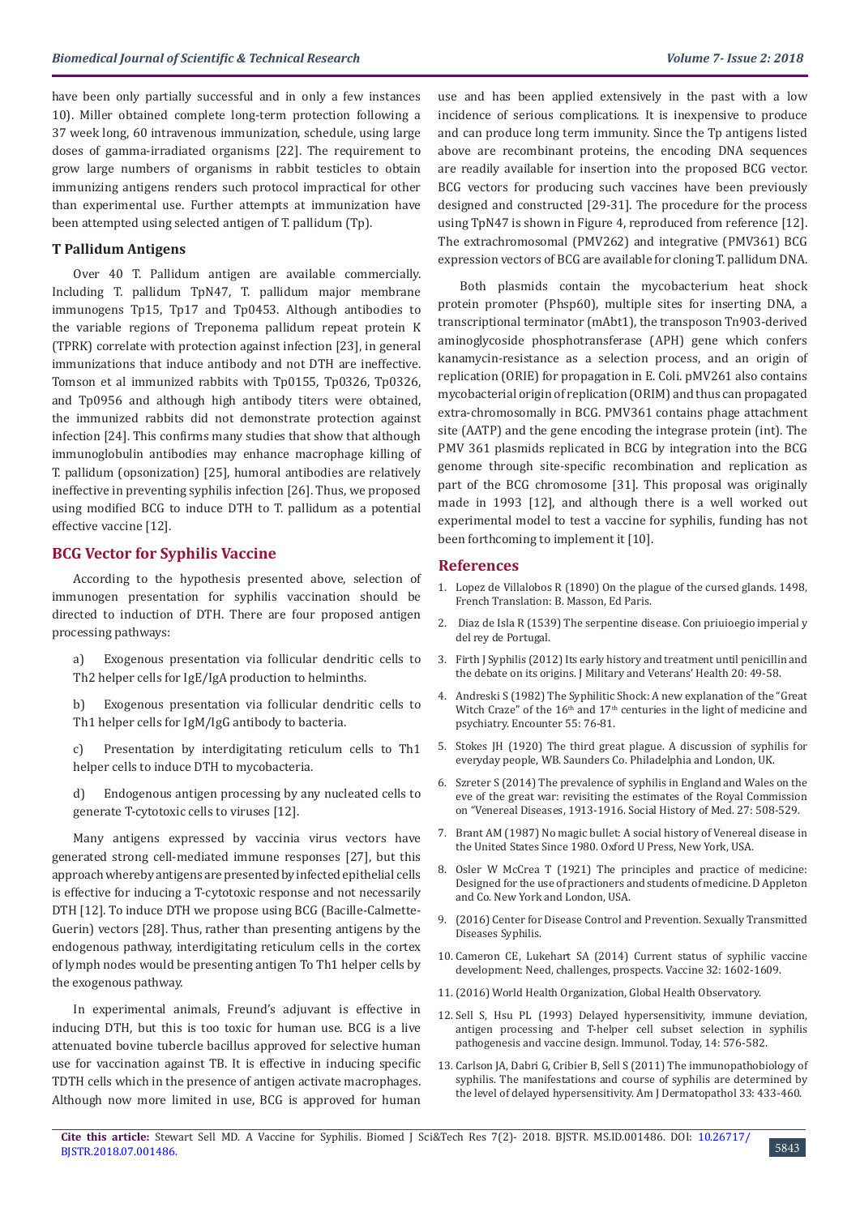have been only partially successful and in only a few instances 10). Miller obtained complete long-term protection following a 37 week long, 60 intravenous immunization, schedule, using large doses of gamma-irradiated organisms [22]. The requirement to grow large numbers of organisms in rabbit testicles to obtain immunizing antigens renders such protocol impractical for other than experimental use. Further attempts at immunization have been attempted using selected antigen of T. pallidum (Tp).

### T Pallidum Antigens

Over 40 T. Pallidum antigen are available commercially. Including T. pallidum TpN47, T. pallidum major membrane immunogens Tp15, Tp17 and Tp0453. Although antibodies to the variable regions of Treponema pallidum repeat protein K (TPRK) correlate with protection against infection [23], in general immunizations that induce antibody and not DTH are ineffective. Tomson et al immunized rabbits with Tp0155, Tp0326, Tp0326, and Tp0956 and although high antibody titers were obtained, the immunized rabbits did not demonstrate protection against infection [24]. This confirms many studies that show that although immunoglobulin antibodies may enhance macrophage killing of T. pallidum (opsonization) [25], humoral antibodies are relatively ineffective in preventing syphilis infection [26]. Thus, we proposed using modified BCG to induce DTH to T. pallidum as a potential effective vaccine [12].

## BCG Vector for Syphilis Vaccine

According to the hypothesis presented above, selection of immunogen presentation for syphilis vaccination should be directed to induction of DTH. There are four proposed antigen processing pathways:

a) Exogenous presentation via follicular dendritic cells to Th2 helper cells for IgE/IgA production to helminths.

b) Exogenous presentation via follicular dendritic cells to Th1 helper cells for IgM/IgG antibody to bacteria.

c) Presentation by interdigitating reticulum cells to Th1 helper cells to induce DTH to mycobacteria.

d) Endogenous antigen processing by any nucleated cells to generate T-cytotoxic cells to viruses [12].

Many antigens expressed by vaccinia virus vectors have generated strong cell-mediated immune responses [27], but this approach whereby antigens are presented by infected epithelial cells is effective for inducing a T-cytotoxic response and not necessarily DTH [12]. To induce DTH we propose using BCG (Bacille-Calmette-Guerin) vectors [28]. Thus, rather than presenting antigens by the endogenous pathway, interdigitating reticulum cells in the cortex of lymph nodes would be presenting antigen To Th1 helper cells by the exogenous pathway.

In experimental animals, Freund's adjuvant is effective in inducing DTH, but this is too toxic for human use. BCG is a live attenuated bovine tubercle bacillus approved for selective human use for vaccination against TB. It is effective in inducing specific TDTH cells which in the presence of antigen activate macrophages. Although now more limited in use, BCG is approved for human use and has been applied extensively in the past with a low incidence of serious complications. It is inexpensive to produce and can produce long term immunity. Since the Tp antigens listed above are recombinant proteins, the encoding DNA sequences are readily available for insertion into the proposed BCG vector. BCG vectors for producing such vaccines have been previously designed and constructed [29-31]. The procedure for the process using TpN47 is shown in Figure 4, reproduced from reference [12]. The extrachromosomal (PMV262) and integrative (PMV361) BCG expression vectors of BCG are available for cloning T. pallidum DNA.

Both plasmids contain the mycobacterium heat shock protein promoter (Phsp60), multiple sites for inserting DNA, a transcriptional terminator (mAbt1), the transposon Tn903-derived aminoglycoside phosphotransferase (APH) gene which confers kanamycin-resistance as a selection process, and an origin of replication (ORIE) for propagation in E. Coli. pMV261 also contains mycobacterial origin of replication (ORIM) and thus can propagated extra-chromosomally in BCG. PMV361 contains phage attachment site (AATP) and the gene encoding the integrase protein (int). The PMV 361 plasmids replicated in BCG by integration into the BCG genome through site-specific recombination and replication as part of the BCG chromosome [31]. This proposal was originally made in 1993 [12], and although there is a well worked out experimental model to test a vaccine for syphilis, funding has not been forthcoming to implement it [10].

## References

1. Lopez de Villalobos R (1890) On the plague of the cursed glands. 1498, French Translation: B. Masson, Ed Paris.
2. Diaz de Isla R (1539) The serpentine disease. Con priuioegio imperial y del rey de Portugal.
3. Firth J Syphilis (2012) Its early history and treatment until penicillin and the debate on its origins. J Military and Veterans' Health 20: 49-58.
4. Andreski S (1982) The Syphilitic Shock: A new explanation of the "Great Witch Craze" of the 16th and 17th centuries in the light of medicine and psychiatry. Encounter 55: 76-81.
5. Stokes JH (1920) The third great plague. A discussion of syphilis for everyday people, WB. Saunders Co. Philadelphia and London, UK.
6. Szreter S (2014) The prevalence of syphilis in England and Wales on the eve of the great war: revisiting the estimates of the Royal Commission on "Venereal Diseases, 1913-1916. Social History of Med. 27: 508-529.
7. Brant AM (1987) No magic bullet: A social history of Venereal disease in the United States Since 1980. Oxford U Press, New York, USA.
8. Osler W McCrea T (1921) The principles and practice of medicine: Designed for the use of practioners and students of medicine. D Appleton and Co. New York and London, USA.
9. (2016) Center for Disease Control and Prevention. Sexually Transmitted Diseases Syphilis.
10. Cameron CE, Lukehart SA (2014) Current status of syphilic vaccine development: Need, challenges, prospects. Vaccine 32: 1602-1609.
11. (2016) World Health Organization, Global Health Observatory.
12. Sell S, Hsu PL (1993) Delayed hypersensitivity, immune deviation, antigen processing and T-helper cell subset selection in syphilis pathogenesis and vaccine design. Immunol. Today, 14: 576-582.
13. Carlson JA, Dabri G, Cribier B, Sell S (2011) The immunopathobiology of syphilis. The manifestations and course of syphilis are determined by the level of delayed hypersensitivity. Am J Dermatopathol 33: 433-460.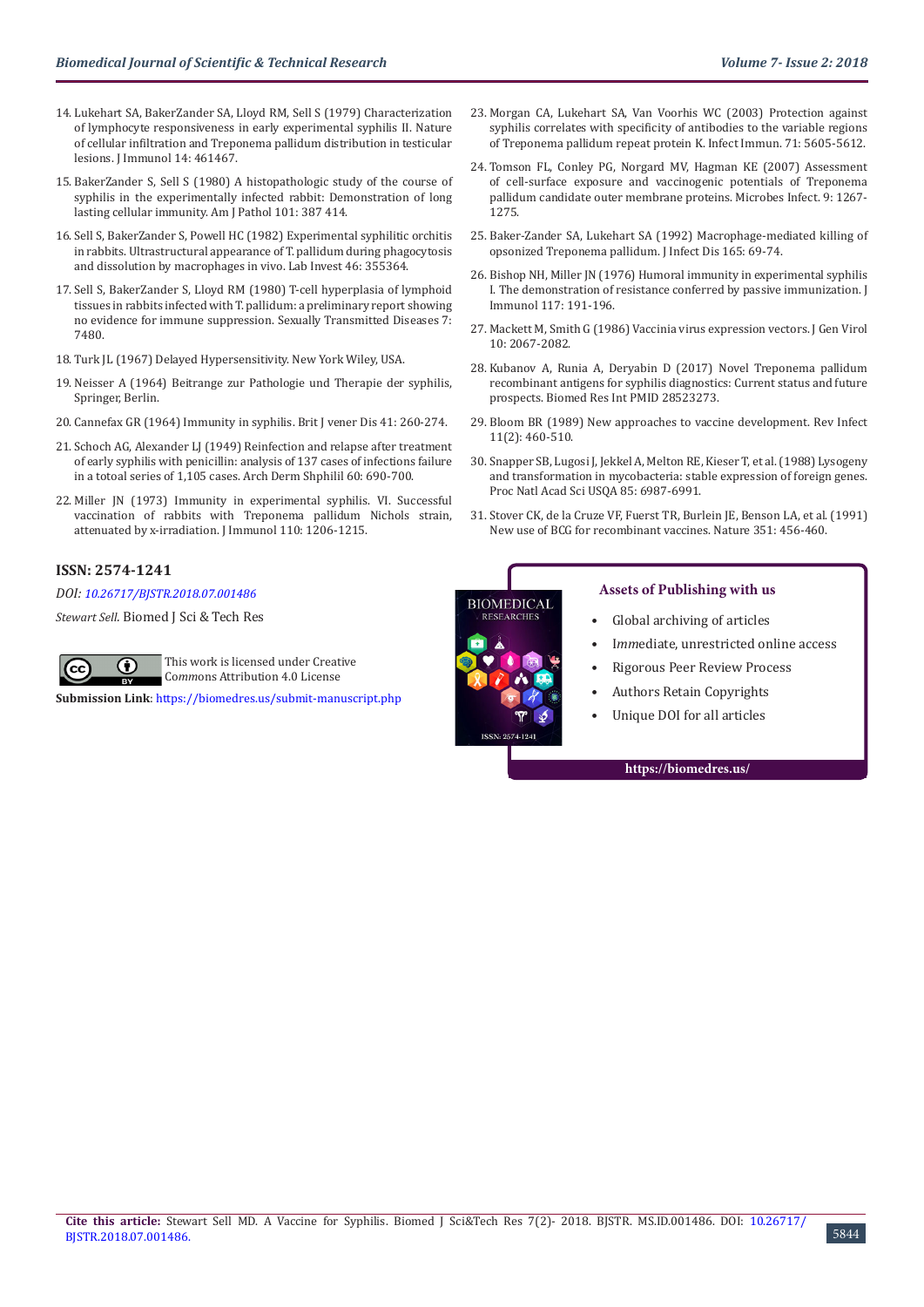14. Lukehart SA, BakerZander SA, Lloyd RM, Sell S (1979) Characterization of lymphocyte responsiveness in early experimental syphilis II. Nature of cellular infiltration and Treponema pallidum distribution in testicular lesions. J Immunol 14: 461467.

15. BakerZander S, Sell S (1980) A histopathologic study of the course of syphilis in the experimentally infected rabbit: Demonstration of long lasting cellular immunity. Am J Pathol 101: 387 414.

16. Sell S, BakerZander S, Powell HC (1982) Experimental syphilitic orchitis in rabbits. Ultrastructural appearance of T. pallidum during phagocytosis and dissolution by macrophages in vivo. Lab Invest 46: 355364.

17. Sell S, BakerZander S, Lloyd RM (1980) T-cell hyperplasia of lymphoid tissues in rabbits infected with T. pallidum: a preliminary report showing no evidence for immune suppression. Sexually Transmitted Diseases 7: 7480.

18. Turk JL (1967) Delayed Hypersensitivity. New York Wiley, USA.

19. Neisser A (1964) Beitrange zur Pathologie und Therapie der syphilis, Springer, Berlin.

20. Cannefax GR (1964) Immunity in syphilis. Brit J vener Dis 41: 260-274.

21. Schoch AG, Alexander LJ (1949) Reinfection and relapse after treatment of early syphilis with penicillin: analysis of 137 cases of infections failure in a totoal series of 1,105 cases. Arch Derm Shphilil 60: 690-700.

22. Miller JN (1973) Immunity in experimental syphilis. VI. Successful vaccination of rabbits with Treponema pallidum Nichols strain, attenuated by x-irradiation. J Immunol 110: 1206-1215.

23. Morgan CA, Lukehart SA, Van Voorhis WC (2003) Protection against syphilis correlates with specificity of antibodies to the variable regions of Treponema pallidum repeat protein K. Infect Immun. 71: 5605-5612.

24. Tomson FL, Conley PG, Norgard MV, Hagman KE (2007) Assessment of cell-surface exposure and vaccinogenic potentials of Treponema pallidum candidate outer membrane proteins. Microbes Infect. 9: 1267-1275.

25. Baker-Zander SA, Lukehart SA (1992) Macrophage-mediated killing of opsonized Treponema pallidum. J Infect Dis 165: 69-74.

26. Bishop NH, Miller JN (1976) Humoral immunity in experimental syphilis I. The demonstration of resistance conferred by passive immunization. J Immunol 117: 191-196.

27. Mackett M, Smith G (1986) Vaccinia virus expression vectors. J Gen Virol 10: 2067-2082.

28. Kubanov A, Runia A, Deryabin D (2017) Novel Treponema pallidum recombinant antigens for syphilis diagnostics: Current status and future prospects. Biomed Res Int PMID 28523273.

29. Bloom BR (1989) New approaches to vaccine development. Rev Infect 11(2): 460-510.

30. Snapper SB, Lugosi J, Jekkel A, Melton RE, Kieser T, et al. (1988) Lysogeny and transformation in mycobacteria: stable expression of foreign genes. Proc Natl Acad Sci USQA 85: 6987-6991.

31. Stover CK, de la Cruze VF, Fuerst TR, Burlein JE, Benson LA, et al. (1991) New use of BCG for recombinant vaccines. Nature 351: 456-460.

**ISSN: 2574-1241**

*DOI: 10.26717/BJSTR.2018.07.001486*

*Stewart Sell.* Biomed J Sci & Tech Res

This work is licensed under Creative Commons Attribution 4.0 License

**Submission Link**: https://biomedres.us/submit-manuscript.php

**Assets of Publishing with us**

- Global archiving of articles
- Immediate, unrestricted online access
- Rigorous Peer Review Process
- Authors Retain Copyrights
- Unique DOI for all articles

https://biomedres.us/